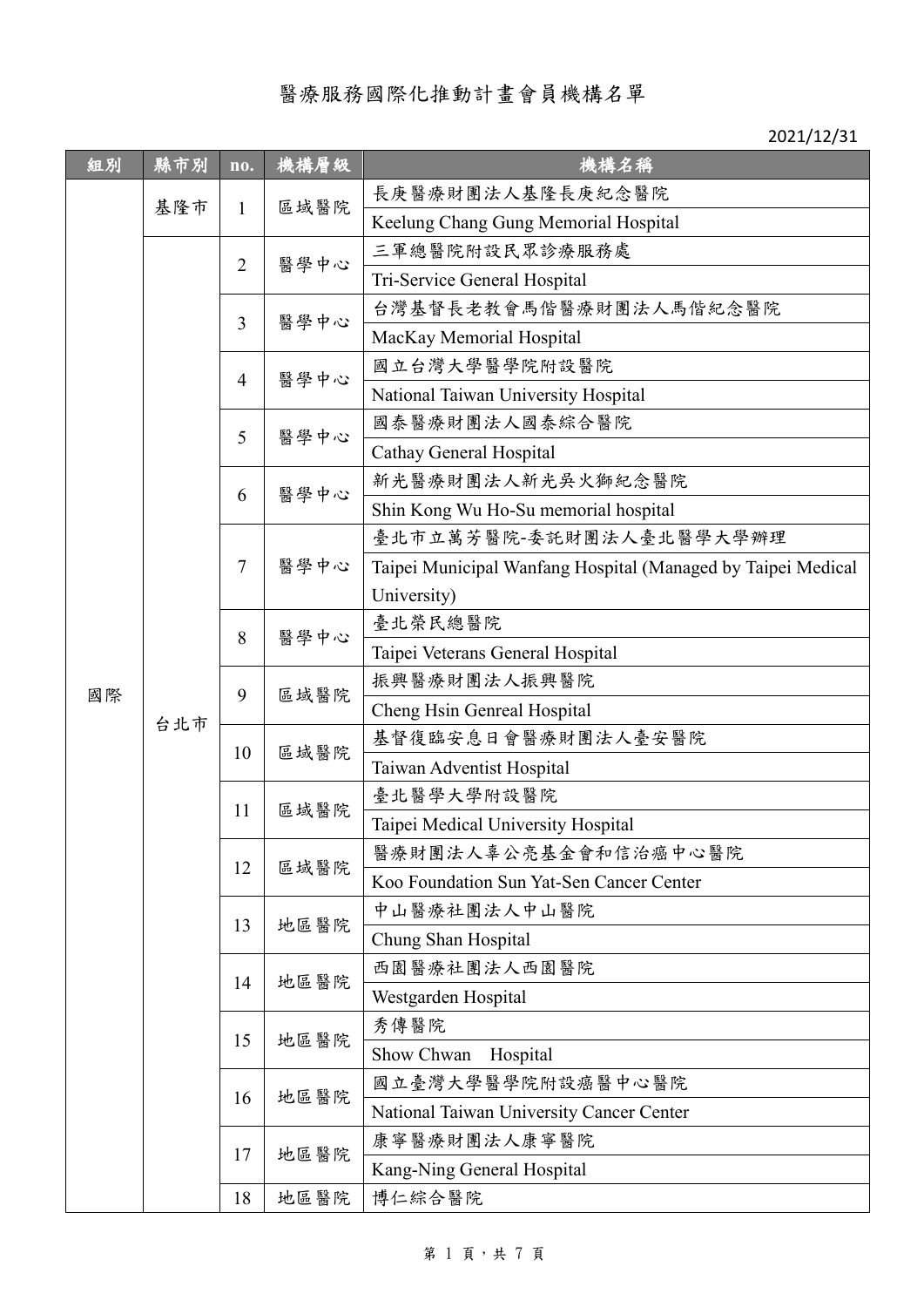# 醫療服務國際化推動計畫會員機構名單

2021/12/31

| 組別 | 縣市別 | no. | 機構層級 | 機構名稱 |
|---|---|---|---|---|
| 國際 | 基隆市 | 1 | 區域醫院 | 長庚醫療財團法人基隆長庚紀念醫院 |
| | | | | Keelung Chang Gung Memorial Hospital |
| | 台北市 | 2 | 醫學中心 | 三軍總醫院附設民眾診療服務處 |
| | | | | Tri-Service General Hospital |
| | | 3 | 醫學中心 | 台灣基督長老教會馬偕醫療財團法人馬偕紀念醫院 |
| | | | | MacKay Memorial Hospital |
| | | 4 | 醫學中心 | 國立台灣大學醫學院附設醫院 |
| | | | | National Taiwan University Hospital |
| | | 5 | 醫學中心 | 國泰醫療財團法人國泰綜合醫院 |
| | | | | Cathay General Hospital |
| | | 6 | 醫學中心 | 新光醫療財團法人新光吳火獅紀念醫院 |
| | | | | Shin Kong Wu Ho-Su memorial hospital |
| | | 7 | 醫學中心 | 臺北市立萬芳醫院-委託財團法人臺北醫學大學辦理 |
| | | | | Taipei Municipal Wanfang Hospital (Managed by Taipei Medical University) |
| | | 8 | 醫學中心 | 臺北榮民總醫院 |
| | | | | Taipei Veterans General Hospital |
| | | 9 | 區域醫院 | 振興醫療財團法人振興醫院 |
| | | | | Cheng Hsin Genreal Hospital |
| | | 10 | 區域醫院 | 基督復臨安息日會醫療財團法人臺安醫院 |
| | | | | Taiwan Adventist Hospital |
| | | 11 | 區域醫院 | 臺北醫學大學附設醫院 |
| | | | | Taipei Medical University Hospital |
| | | 12 | 區域醫院 | 醫療財團法人辜公亮基金會和信治癌中心醫院 |
| | | | | Koo Foundation Sun Yat-Sen Cancer Center |
| | | 13 | 地區醫院 | 中山醫療社團法人中山醫院 |
| | | | | Chung Shan Hospital |
| | | 14 | 地區醫院 | 西園醫療社團法人西園醫院 |
| | | | | Westgarden Hospital |
| | | 15 | 地區醫院 | 秀傳醫院 |
| | | | | Show Chwan Hospital |
| | | 16 | 地區醫院 | 國立臺灣大學醫學院附設癌醫中心醫院 |
| | | | | National Taiwan University Cancer Center |
| | | 17 | 地區醫院 | 康寧醫療財團法人康寧醫院 |
| | | | | Kang-Ning General Hospital |
| | | 18 | 地區醫院 | 博仁綜合醫院 |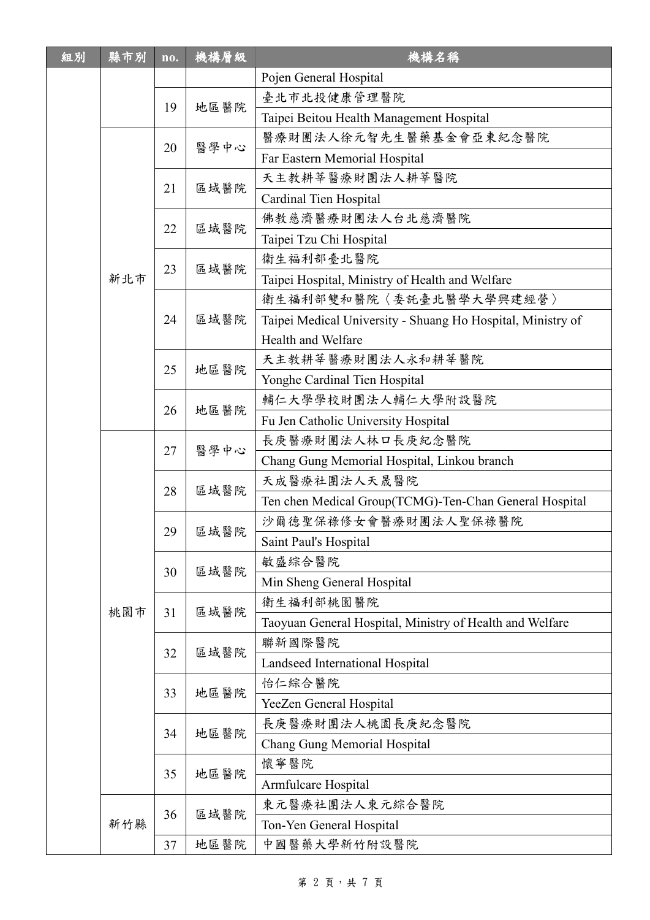| 組別 | 縣市別 | no. | 機構層級 | 機構名稱 |
|---|---|---|---|---|
| | | | | Pojen General Hospital |
| | | 19 | 地區醫院 | 臺北市北投健康管理醫院 |
| | | | | Taipei Beitou Health Management Hospital |
| | 新北市 | 20 | 醫學中心 | 醫療財團法人徐元智先生醫藥基金會亞東紀念醫院 |
| | | | | Far Eastern Memorial Hospital |
| | | 21 | 區域醫院 | 天主教耕莘醫療財團法人耕莘醫院 |
| | | | | Cardinal Tien Hospital |
| | | 22 | 區域醫院 | 佛教慈濟醫療財團法人台北慈濟醫院 |
| | | | | Taipei Tzu Chi Hospital |
| | | 23 | 區域醫院 | 衛生福利部臺北醫院 |
| | | | | Taipei Hospital, Ministry of Health and Welfare |
| | | 24 | 區域醫院 | 衛生福利部雙和醫院〈委託臺北醫學大學興建經營〉 |
| | | | | Taipei Medical University - Shuang Ho Hospital, Ministry of Health and Welfare |
| | | 25 | 地區醫院 | 天主教耕莘醫療財團法人永和耕莘醫院 |
| | | | | Yonghe Cardinal Tien Hospital |
| | | 26 | 地區醫院 | 輔仁大學學校財團法人輔仁大學附設醫院 |
| | | | | Fu Jen Catholic University Hospital |
| | 桃園市 | 27 | 醫學中心 | 長庚醫療財團法人林口長庚紀念醫院 |
| | | | | Chang Gung Memorial Hospital, Linkou branch |
| | | 28 | 區域醫院 | 天成醫療社團法人天晟醫院 |
| | | | | Ten chen Medical Group(TCMG)-Ten-Chan General Hospital |
| | | 29 | 區域醫院 | 沙爾德聖保祿修女會醫療財團法人聖保祿醫院 |
| | | | | Saint Paul's Hospital |
| | | 30 | 區域醫院 | 敏盛綜合醫院 |
| | | | | Min Sheng General Hospital |
| | | 31 | 區域醫院 | 衛生福利部桃園醫院 |
| | | | | Taoyuan General Hospital, Ministry of Health and Welfare |
| | | 32 | 區域醫院 | 聯新國際醫院 |
| | | | | Landseed International Hospital |
| | | 33 | 地區醫院 | 怡仁綜合醫院 |
| | | | | YeeZen General Hospital |
| | | 34 | 地區醫院 | 長庚醫療財團法人桃園長庚紀念醫院 |
| | | | | Chang Gung Memorial Hospital |
| | | 35 | 地區醫院 | 懷寧醫院 |
| | | | | Armfulcare Hospital |
| | 新竹縣 | 36 | 區域醫院 | 東元醫療社團法人東元綜合醫院 |
| | | | | Ton-Yen General Hospital |
| | | 37 | 地區醫院 | 中國醫藥大學新竹附設醫院 |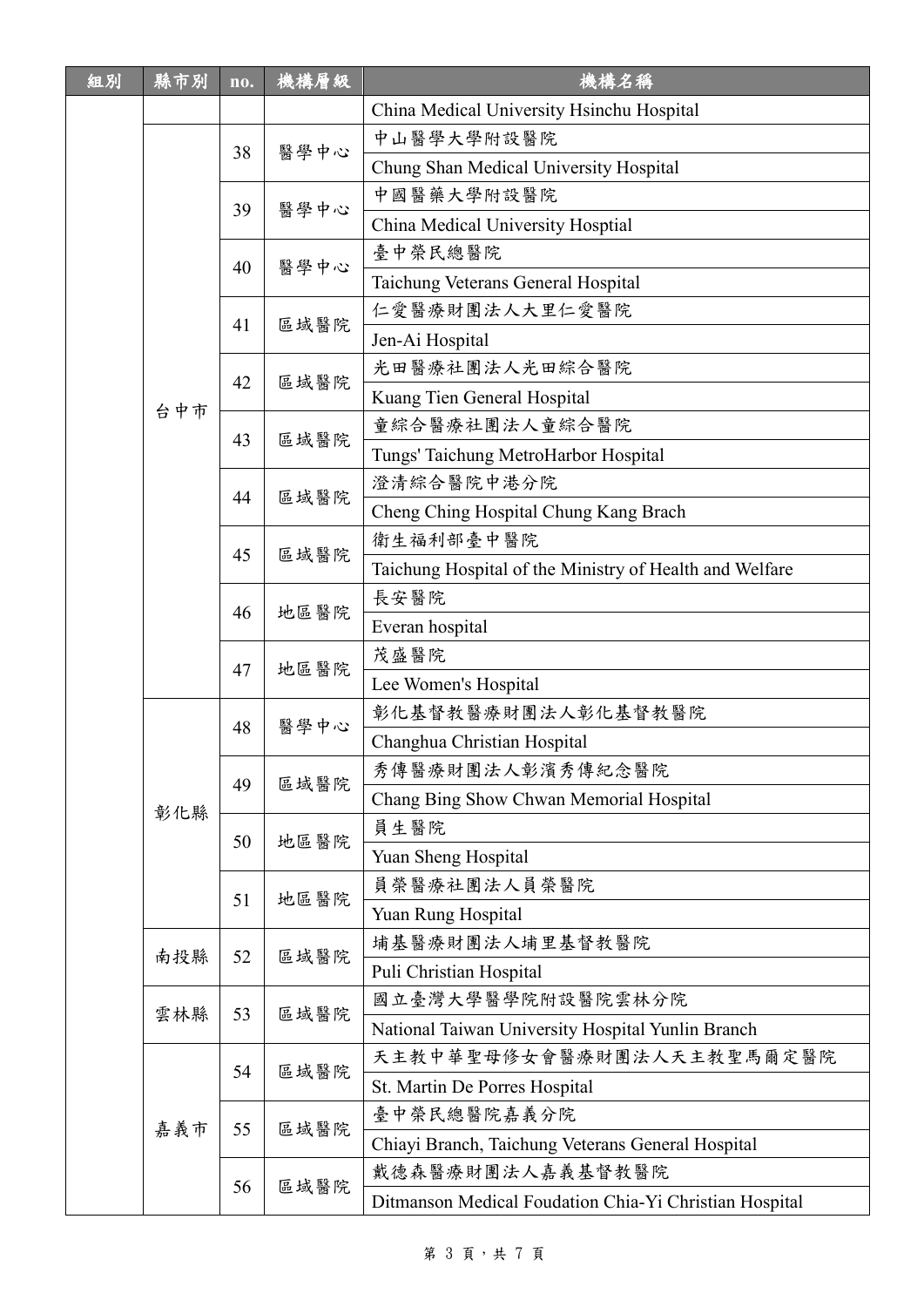| 組別 | 縣市別 | no. | 機構層級 | 機構名稱 |
|---|---|---|---|---|
| | | | | China Medical University Hsinchu Hospital |
| | 台中市 | 38 | 醫學中心 | 中山醫學大學附設醫院 |
| | | | | Chung Shan Medical University Hospital |
| | | 39 | 醫學中心 | 中國醫藥大學附設醫院 |
| | | | | China Medical University Hosptial |
| | | 40 | 醫學中心 | 臺中榮民總醫院 |
| | | | | Taichung Veterans General Hospital |
| | | 41 | 區域醫院 | 仁愛醫療財團法人大里仁愛醫院 |
| | | | | Jen-Ai Hospital |
| | | 42 | 區域醫院 | 光田醫療社團法人光田綜合醫院 |
| | | | | Kuang Tien General Hospital |
| | | 43 | 區域醫院 | 童綜合醫療社團法人童綜合醫院 |
| | | | | Tungs' Taichung MetroHarbor Hospital |
| | | 44 | 區域醫院 | 澄清綜合醫院中港分院 |
| | | | | Cheng Ching Hospital Chung Kang Brach |
| | | 45 | 區域醫院 | 衛生福利部臺中醫院 |
| | | | | Taichung Hospital of the Ministry of Health and Welfare |
| | | 46 | 地區醫院 | 長安醫院 |
| | | | | Everan hospital |
| | | 47 | 地區醫院 | 茂盛醫院 |
| | | | | Lee Women's Hospital |
| | 彰化縣 | 48 | 醫學中心 | 彰化基督教醫療財團法人彰化基督教醫院 |
| | | | | Changhua Christian Hospital |
| | | 49 | 區域醫院 | 秀傳醫療財團法人彰濱秀傳紀念醫院 |
| | | | | Chang Bing Show Chwan Memorial Hospital |
| | | 50 | 地區醫院 | 員生醫院 |
| | | | | Yuan Sheng Hospital |
| | | 51 | 地區醫院 | 員榮醫療社團法人員榮醫院 |
| | | | | Yuan Rung Hospital |
| | 南投縣 | 52 | 區域醫院 | 埔基醫療財團法人埔里基督教醫院 |
| | | | | Puli Christian Hospital |
| | 雲林縣 | 53 | 區域醫院 | 國立臺灣大學醫學院附設醫院雲林分院 |
| | | | | National Taiwan University Hospital Yunlin Branch |
| | 嘉義市 | 54 | 區域醫院 | 天主教中華聖母修女會醫療財團法人天主教聖馬爾定醫院 |
| | | | | St. Martin De Porres Hospital |
| | | 55 | 區域醫院 | 臺中榮民總醫院嘉義分院 |
| | | | | Chiayi Branch, Taichung Veterans General Hospital |
| | | 56 | 區域醫院 | 戴德森醫療財團法人嘉義基督教醫院 |
| | | | | Ditmanson Medical Foudation Chia-Yi Christian Hospital |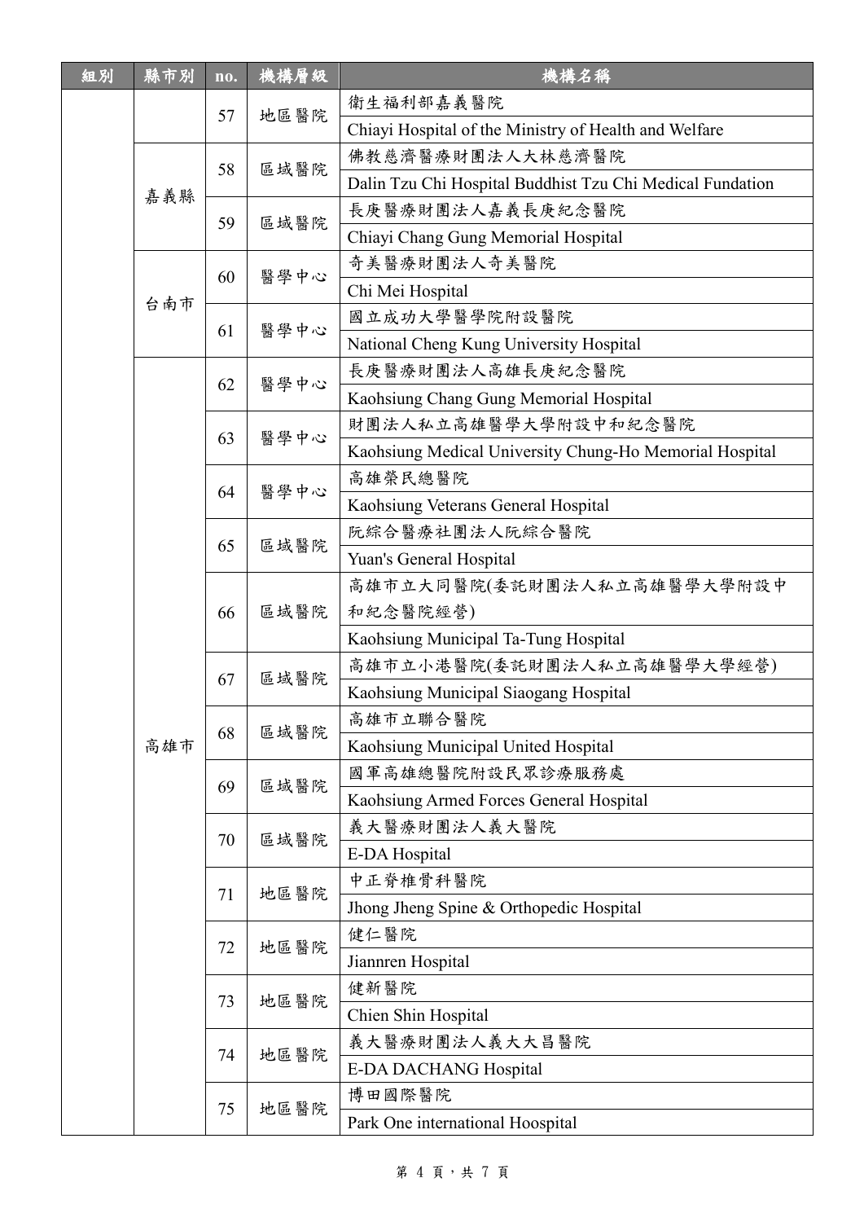| 組別 | 縣市別 | no. | 機構層級 | 機構名稱 |
|---|---|---|---|---|
| | | 57 | 地區醫院 | 衛生福利部嘉義醫院<br>Chiayi Hospital of the Ministry of Health and Welfare |
| | 嘉義縣 | 58 | 區域醫院 | 佛教慈濟醫療財團法人大林慈濟醫院<br>Dalin Tzu Chi Hospital Buddhist Tzu Chi Medical Fundation |
| | 嘉義縣 | 59 | 區域醫院 | 長庚醫療財團法人嘉義長庚紀念醫院<br>Chiayi Chang Gung Memorial Hospital |
| | 台南市 | 60 | 醫學中心 | 奇美醫療財團法人奇美醫院<br>Chi Mei Hospital |
| | 台南市 | 61 | 醫學中心 | 國立成功大學醫學院附設醫院<br>National Cheng Kung University Hospital |
| | 高雄市 | 62 | 醫學中心 | 長庚醫療財團法人高雄長庚紀念醫院<br>Kaohsiung Chang Gung Memorial Hospital |
| | 高雄市 | 63 | 醫學中心 | 財團法人私立高雄醫學大學附設中和紀念醫院<br>Kaohsiung Medical University Chung-Ho Memorial Hospital |
| | 高雄市 | 64 | 醫學中心 | 高雄榮民總醫院<br>Kaohsiung Veterans General Hospital |
| | 高雄市 | 65 | 區域醫院 | 阮綜合醫療社團法人阮綜合醫院<br>Yuan's General Hospital |
| | 高雄市 | 66 | 區域醫院 | 高雄市立大同醫院(委託財團法人私立高雄醫學大學附設中和紀念醫院經營)<br>Kaohsiung Municipal Ta-Tung Hospital |
| | 高雄市 | 67 | 區域醫院 | 高雄市立小港醫院(委託財團法人私立高雄醫學大學經營)<br>Kaohsiung Municipal Siaogang Hospital |
| | 高雄市 | 68 | 區域醫院 | 高雄市立聯合醫院<br>Kaohsiung Municipal United Hospital |
| | 高雄市 | 69 | 區域醫院 | 國軍高雄總醫院附設民眾診療服務處<br>Kaohsiung Armed Forces General Hospital |
| | 高雄市 | 70 | 區域醫院 | 義大醫療財團法人義大醫院<br>E-DA Hospital |
| | 高雄市 | 71 | 地區醫院 | 中正脊椎骨科醫院<br>Jhong Jheng Spine & Orthopedic Hospital |
| | 高雄市 | 72 | 地區醫院 | 健仁醫院<br>Jiannren Hospital |
| | 高雄市 | 73 | 地區醫院 | 健新醫院<br>Chien Shin Hospital |
| | 高雄市 | 74 | 地區醫院 | 義大醫療財團法人義大大昌醫院<br>E-DA DACHANG Hospital |
| | 高雄市 | 75 | 地區醫院 | 博田國際醫院<br>Park One international Hoospital |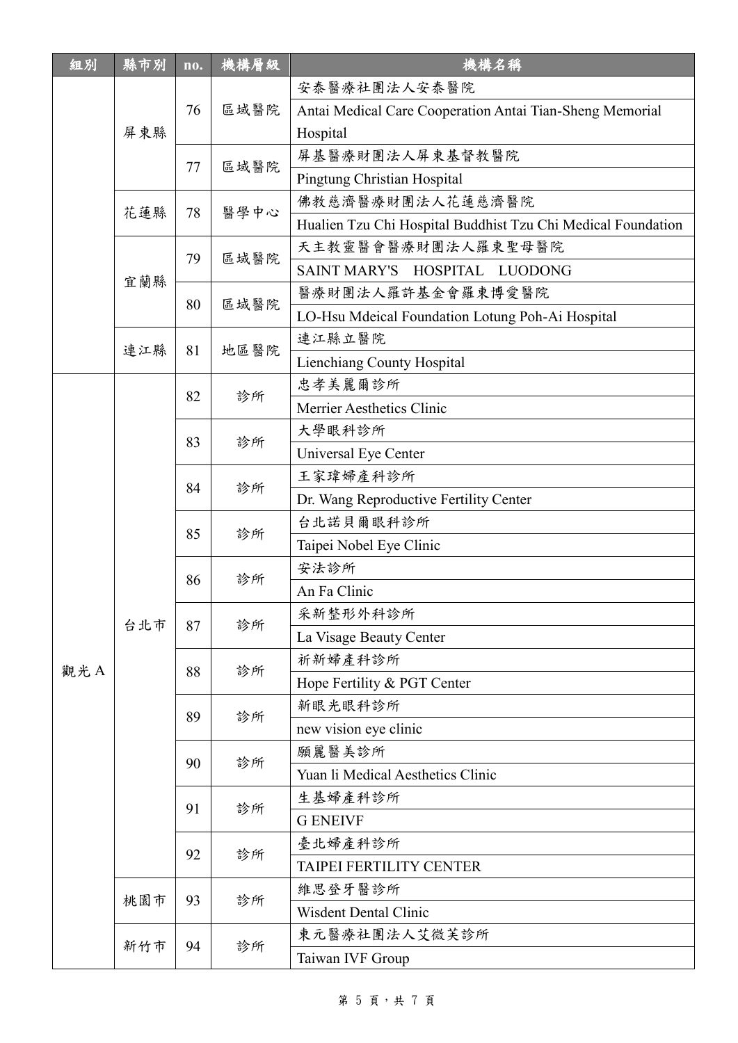| 組別 | 縣市別 | no. | 機構層級 | 機構名稱 |
|---|---|---|---|---|
| | 屏東縣 | 76 | 區域醫院 | 安泰醫療社團法人安泰醫院 |
| | | | | Antai Medical Care Cooperation Antai Tian-Sheng Memorial Hospital |
| | | 77 | 區域醫院 | 屏基醫療財團法人屏東基督教醫院 |
| | | | | Pingtung Christian Hospital |
| | 花蓮縣 | 78 | 醫學中心 | 佛教慈濟醫療財團法人花蓮慈濟醫院 |
| | | | | Hualien Tzu Chi Hospital Buddhist Tzu Chi Medical Foundation |
| | 宜蘭縣 | 79 | 區域醫院 | 天主教靈醫會醫療財團法人羅東聖母醫院 |
| | | | | SAINT MARY'S HOSPITAL LUODONG |
| | | 80 | 區域醫院 | 醫療財團法人羅許基金會羅東博愛醫院 |
| | | | | LO-Hsu Mdeical Foundation Lotung Poh-Ai Hospital |
| | 連江縣 | 81 | 地區醫院 | 連江縣立醫院 |
| | | | | Lienchiang County Hospital |
| 觀光A | 台北市 | 82 | 診所 | 忠孝美麗爾診所 |
| | | | | Merrier Aesthetics Clinic |
| | | 83 | 診所 | 大學眼科診所 |
| | | | | Universal Eye Center |
| | | 84 | 診所 | 王家瑋婦產科診所 |
| | | | | Dr. Wang Reproductive Fertility Center |
| | | 85 | 診所 | 台北諾貝爾眼科診所 |
| | | | | Taipei Nobel Eye Clinic |
| | | 86 | 診所 | 安法診所 |
| | | | | An Fa Clinic |
| | | 87 | 診所 | 采新整形外科診所 |
| | | | | La Visage Beauty Center |
| | | 88 | 診所 | 祈新婦產科診所 |
| | | | | Hope Fertility & PGT Center |
| | | 89 | 診所 | 新眼光眼科診所 |
| | | | | new vision eye clinic |
| | | 90 | 診所 | 願麗醫美診所 |
| | | | | Yuan li Medical Aesthetics Clinic |
| | | 91 | 診所 | 生基婦產科診所 |
| | | | | G ENEIVF |
| | | 92 | 診所 | 臺北婦產科診所 |
| | | | | TAIPEI FERTILITY CENTER |
| | 桃園市 | 93 | 診所 | 維思登牙醫診所 |
| | | | | Wisdent Dental Clinic |
| | 新竹市 | 94 | 診所 | 東元醫療社團法人艾微芙診所 |
| | | | | Taiwan IVF Group |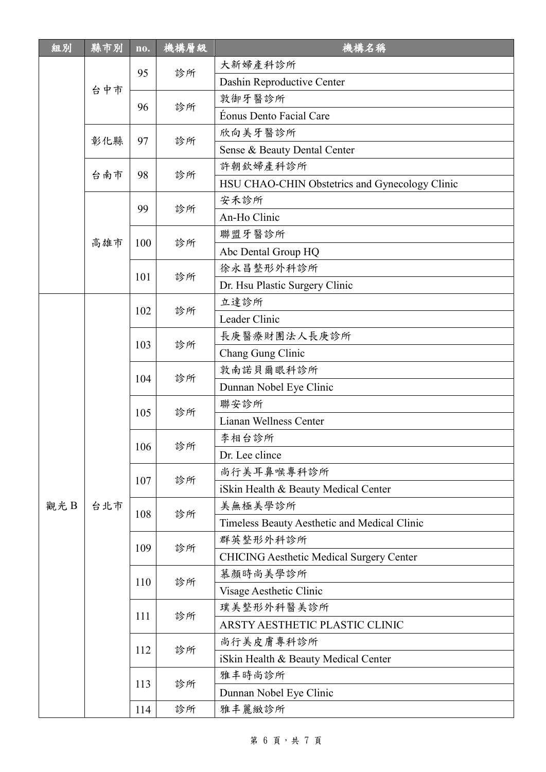| 組別 | 縣市別 | no. | 機構層級 | 機構名稱 |
|---|---|---|---|---|
| | 台中市 | 95 | 診所 | 大新婦產科診所 |
| | | | | Dashin Reproductive Center |
| | | 96 | 診所 | 敦御牙醫診所 |
| | | | | Éonus Dento Facial Care |
| | 彰化縣 | 97 | 診所 | 欣向美牙醫診所 |
| | | | | Sense & Beauty Dental Center |
| | 台南市 | 98 | 診所 | 許朝欽婦產科診所 |
| | | | | HSU CHAO-CHIN Obstetrics and Gynecology Clinic |
| | 高雄市 | 99 | 診所 | 安禾診所 |
| | | | | An-Ho Clinic |
| | | 100 | 診所 | 聯盟牙醫診所 |
| | | | | Abc Dental Group HQ |
| | | 101 | 診所 | 徐永昌整形外科診所 |
| | | | | Dr. Hsu Plastic Surgery Clinic |
| 觀光B | 台北市 | 102 | 診所 | 立達診所 |
| | | | | Leader Clinic |
| | | 103 | 診所 | 長庚醫療財團法人長庚診所 |
| | | | | Chang Gung Clinic |
| | | 104 | 診所 | 敦南諾貝爾眼科診所 |
| | | | | Dunnan Nobel Eye Clinic |
| | | 105 | 診所 | 聯安診所 |
| | | | | Lianan Wellness Center |
| | | 106 | 診所 | 李相台診所 |
| | | | | Dr. Lee clince |
| | | 107 | 診所 | 尚行美耳鼻喉專科診所 |
| | | | | iSkin Health & Beauty Medical Center |
| | | 108 | 診所 | 美無極美學診所 |
| | | | | Timeless Beauty Aesthetic and Medical Clinic |
| | | 109 | 診所 | 群英整形外科診所 |
| | | | | CHICING Aesthetic Medical Surgery Center |
| | | 110 | 診所 | 慕顏時尚美學診所 |
| | | | | Visage Aesthetic Clinic |
| | | 111 | 診所 | 璞美整形外科醫美診所 |
| | | | | ARSTY AESTHETIC PLASTIC CLINIC |
| | | 112 | 診所 | 尚行美皮膚專科診所 |
| | | | | iSkin Health & Beauty Medical Center |
| | | 113 | 診所 | 雅丰時尚診所 |
| | | | | Dunnan Nobel Eye Clinic |
| | | 114 | 診所 | 雅丰麗緻診所 |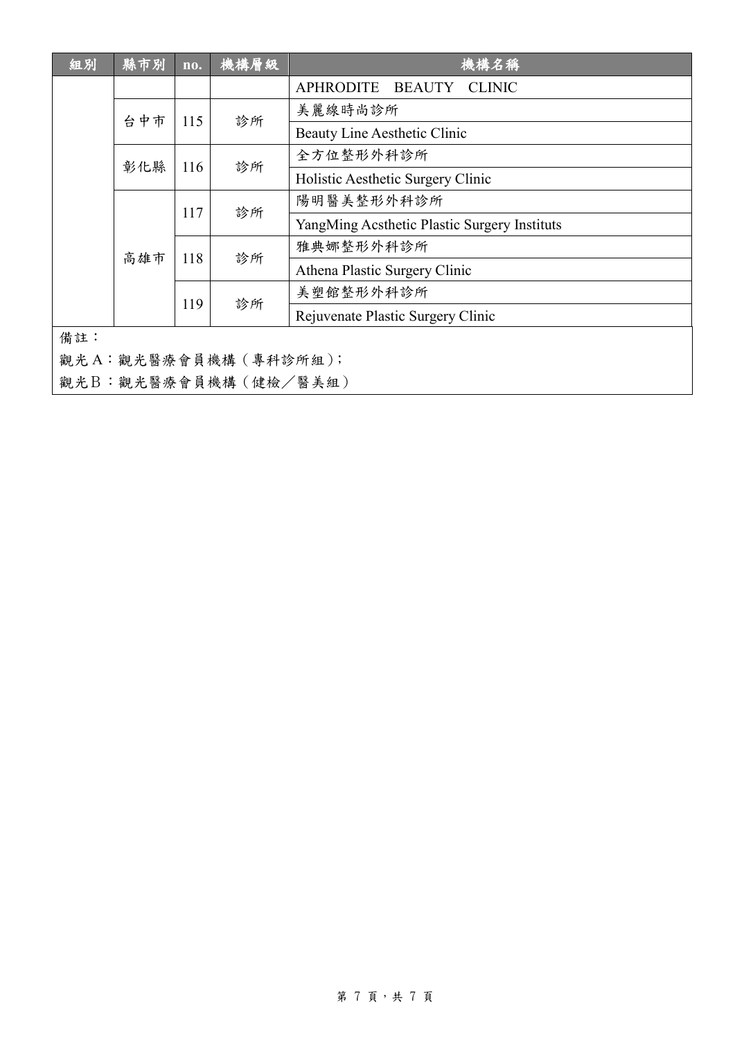| 組別 | 縣市別 | no. | 機構層級 | 機構名稱 |
|---|---|---|---|---|
| | | | | APHRODITE　BEAUTY　CLINIC |
| | 台中市 | 115 | 診所 | 美麗線時尚診所 |
| | | | | Beauty Line Aesthetic Clinic |
| | 彰化縣 | 116 | 診所 | 全方位整形外科診所 |
| | | | | Holistic Aesthetic Surgery Clinic |
| | 高雄市 | 117 | 診所 | 陽明醫美整形外科診所 |
| | | | | YangMing Acsthetic Plastic Surgery Instituts |
| | | 118 | 診所 | 雅典娜整形外科診所 |
| | | | | Athena Plastic Surgery Clinic |
| | | 119 | 診所 | 美塑館整形外科診所 |
| | | | | Rejuvenate Plastic Surgery Clinic |

備註：

觀光A：觀光醫療會員機構（專科診所組）;

觀光B：觀光醫療會員機構（健檢／醫美組）